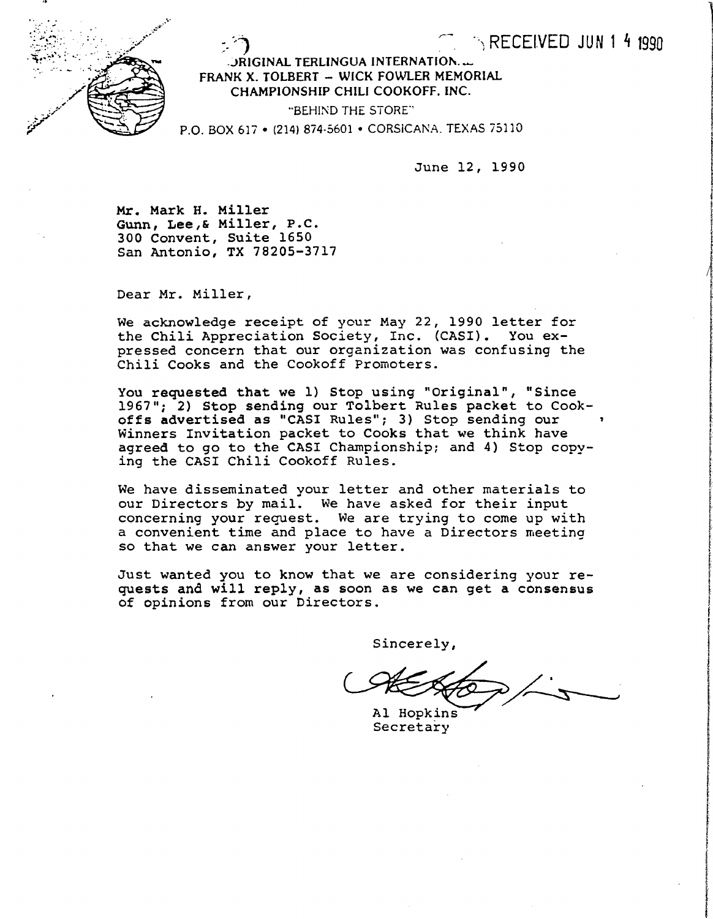RECEIVED JUN 14 1990

ORIGINAL TERLINGUA INTERNATIONAL
FRANK X. TOLBERT – WICK FOWLER MEMORIAL
CHAMPIONSHIP CHILI COOKOFF, INC.

"BEHIND THE STORE"

P.O. BOX 617 • (214) 874-5601 • CORSICANA, TEXAS 75110

June 12, 1990

Mr. Mark H. Miller
Gunn, Lee,& Miller, P.C.
300 Convent, Suite 1650
San Antonio, TX 78205-3717

Dear Mr. Miller,

We acknowledge receipt of your May 22, 1990 letter for the Chili Appreciation Society, Inc. (CASI). You expressed concern that our organization was confusing the Chili Cooks and the Cookoff Promoters.

You requested that we 1) Stop using "Original", "Since 1967"; 2) Stop sending our Tolbert Rules packet to Cookoffs advertised as "CASI Rules"; 3) Stop sending our Winners Invitation packet to Cooks that we think have agreed to go to the CASI Championship; and 4) Stop copying the CASI Chili Cookoff Rules.

We have disseminated your letter and other materials to our Directors by mail. We have asked for their input concerning your request. We are trying to come up with a convenient time and place to have a Directors meeting so that we can answer your letter.

Just wanted you to know that we are considering your requests and will reply, as soon as we can get a consensus of opinions from our Directors.

Sincerely,

Al Hopkins
Secretary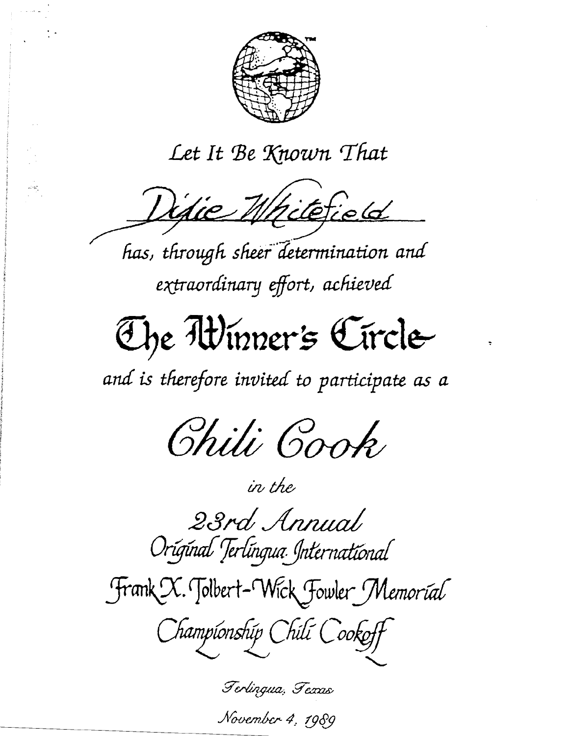*Let It Be Known That*

Didie Whitefield

*has, through sheer determination and extraordinary effort, achieved*

# The Winner's Circle

*and is therefore invited to participate as a*

## Chili Cook

*in the*

*23rd Annual*
*Original Terlingua International*
*Frank X. Tolbert–Wick Fowler Memorial*
*Championship Chili Cookoff*

*Terlingua, Texas*

*November 4, 1989*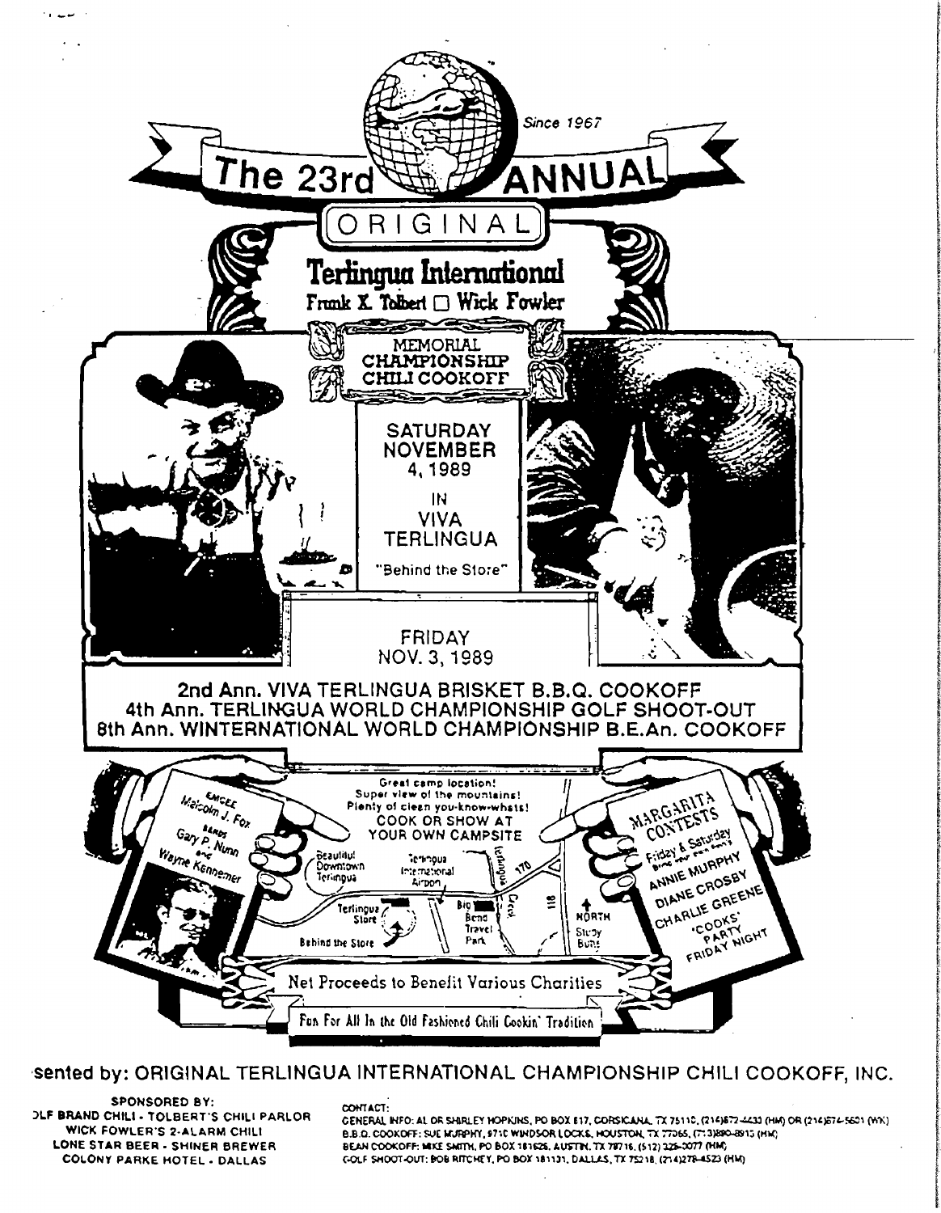Since 1967

# The 23rd ANNUAL

## ORIGINAL

## Terlingua International

**Frank X. Tolbert □ Wick Fowler**

### MEMORIAL CHAMPIONSHIP CHILI COOKOFF

**SATURDAY NOVEMBER 4, 1989**

IN

**VIVA TERLINGUA**

"Behind the Store"

**FRIDAY NOV. 3, 1989**

**2nd Ann. VIVA TERLINGUA BRISKET B.B.Q. COOKOFF**
**4th Ann. TERLINGUA WORLD CHAMPIONSHIP GOLF SHOOT-OUT**
**8th Ann. WINTERNATIONAL WORLD CHAMPIONSHIP B.E.An. COOKOFF**

EMCEE
Malcolm J. Fox

BANDS
Gary P. Nunn
and
Wayne Kennemer

Great camp location!
Super view of the mountains!
Plenty of clean you-know-whats!
COOK OR SHOW AT YOUR OWN CAMPSITE

Beautiful Downtown Terlingua
Terlingua International Airport
Terlingua Store
Behind the Store
Big Bend Travel Park
Terlingua Creek
170
118
NORTH
Study Butt

MARGARITA CONTESTS
Friday & Saturday
ANNIE MURPHY
DIANE CROSBY
CHARLIE GREENE
'COOKS' PARTY FRIDAY NIGHT

Net Proceeds to Benefit Various Charities

Fun For All In the Old Fashioned Chili Cookin' Tradition

**sented by: ORIGINAL TERLINGUA INTERNATIONAL CHAMPIONSHIP CHILI COOKOFF, INC.**

SPONSORED BY:
OLF BRAND CHILI - TOLBERT'S CHILI PARLOR
WICK FOWLER'S 2-ALARM CHILI
LONE STAR BEER - SHINER BREWER
COLONY PARKE HOTEL - DALLAS

CONTACT:
GENERAL INFO: AL OR SHIRLEY HOPKINS, PO BOX 817, CORSICANA, TX 75110, (214)872-4433 (HM) OR (214)874-5601 (WK)
B.B.Q. COOKOFF: SUE MURPHY, 8710 WINDSOR LOCKS, HOUSTON, TX 77065, (713)890-8913 (HM)
BEAN COOKOFF: MIKE SMITH, PO BOX 181626, AUSTIN, TX 78716, (512) 328-0077 (HM)
GOLF SHOOT-OUT: BOB RITCHEY, PO BOX 181131, DALLAS, TX 75218, (214)278-4523 (HM)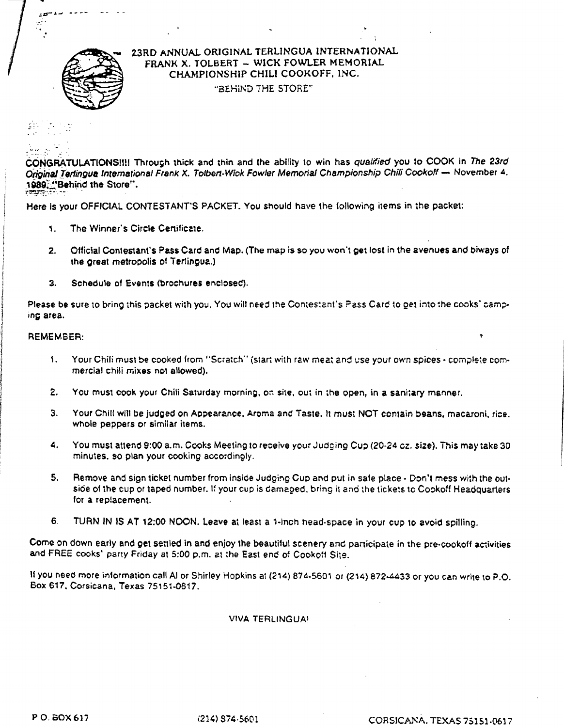# 23RD ANNUAL ORIGINAL TERLINGUA INTERNATIONAL FRANK X. TOLBERT – WICK FOWLER MEMORIAL CHAMPIONSHIP CHILI COOKOFF, INC.

"BEHIND THE STORE"

CONGRATULATIONS!!!! Through thick and thin and the ability to win has *qualified* you to COOK in *The 23rd Original Terlingua International Frank X. Tolbert-Wick Fowler Memorial Championship Chili Cookoff* — November 4, 1989, "Behind the Store".

Here is your OFFICIAL CONTESTANT'S PACKET. You should have the following items in the packet:

1. The Winner's Circle Certificate.
2. Official Contestant's Pass Card and Map. (The map is so you won't get lost in the avenues and biways of the great metropolis of Terlingua.)
3. Schedule of Events (brochures enclosed).

Please be sure to bring this packet with you. You will need the Contestant's Pass Card to get into the cooks' camping area.

REMEMBER:

1. Your Chili must be cooked from "Scratch" (start with raw meat and use your own spices - complete commercial chili mixes not allowed).
2. You must cook your Chili Saturday morning, on site, out in the open, in a sanitary manner.
3. Your Chili will be judged on Appearance, Aroma and Taste. It must NOT contain beans, macaroni, rice, whole peppers or similar items.
4. You must attend 9:00 a.m. Cooks Meeting to receive your Judging Cup (20-24 oz. size). This may take 30 minutes, so plan your cooking accordingly.
5. Remove and sign ticket number from inside Judging Cup and put in safe place - Don't mess with the outside of the cup or taped number. If your cup is damaged, bring it and the tickets to Cookoff Headquarters for a replacement.
6. TURN IN IS AT 12:00 NOON. Leave at least a 1-inch head-space in your cup to avoid spilling.

Come on down early and get settled in and enjoy the beautiful scenery and participate in the pre-cookoff activities and FREE cooks' party Friday at 5:00 p.m. at the East end of Cookoff Site.

If you need more information call Al or Shirley Hopkins at (214) 874-5601 or (214) 872-4433 or you can write to P.O. Box 617, Corsicana, Texas 75151-0617.

VIVA TERLINGUA!

P.O. BOX 617 (214) 874-5601 CORSICANA, TEXAS 75151-0617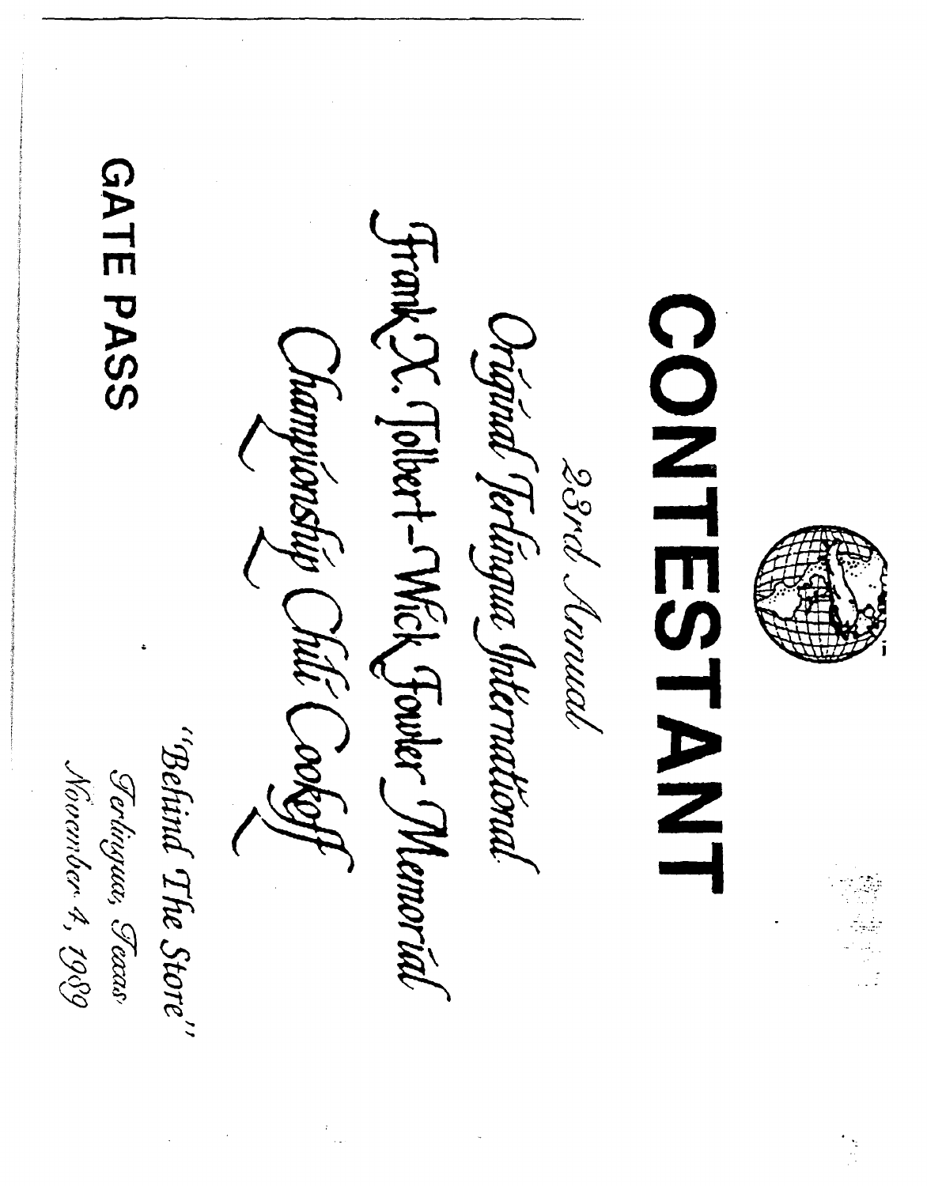# CONTESTANT

23rd Annual

Original Terlingua International

Frank X. Tolbert–Wick Fowler Memorial

Championship Chili Cookoff

"Behind The Store"

Terlingua, Texas

November 4, 1989

**GATE PASS**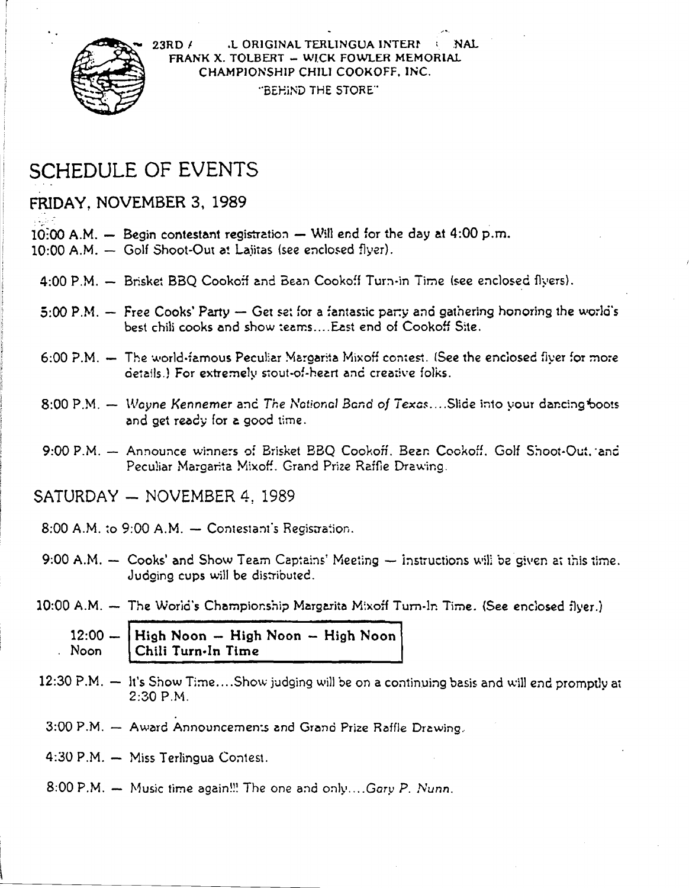23RD / .L ORIGINAL TERLINGUA INTERI NAL
FRANK X. TOLBERT – WICK FOWLER MEMORIAL
CHAMPIONSHIP CHILI COOKOFF, INC.
"BEHIND THE STORE"

# SCHEDULE OF EVENTS

## FRIDAY, NOVEMBER 3, 1989

10:00 A.M. – Begin contestant registration – Will end for the day at 4:00 p.m.
10:00 A.M. – Golf Shoot-Out at Lajitas (see enclosed flyer).

4:00 P.M. – Brisket BBQ Cookoff and Bean Cookoff Turn-in Time (see enclosed flyers).

5:00 P.M. – Free Cooks' Party – Get set for a fantastic party and gathering honoring the world's best chili cooks and show teams....East end of Cookoff Site.

6:00 P.M. – The world-famous Peculiar Margarita Mixoff contest. (See the enclosed flyer for more details.) For extremely stout-of-heart and creative folks.

8:00 P.M. – *Wayne Kennemer* and *The National Band of Texas*....Slide into your dancing boots and get ready for a good time.

9:00 P.M. – Announce winners of Brisket BBQ Cookoff, Bean Cookoff, Golf Shoot-Out, and Peculiar Margarita Mixoff. Grand Prize Raffle Drawing.

## SATURDAY – NOVEMBER 4, 1989

8:00 A.M. to 9:00 A.M. – Contestant's Registration.

9:00 A.M. – Cooks' and Show Team Captains' Meeting – Instructions will be given at this time. Judging cups will be distributed.

10:00 A.M. – The World's Championship Margarita Mixoff Turn-In Time. (See enclosed flyer.)

12:00 – Noon **High Noon – High Noon – High Noon Chili Turn-In Time**

12:30 P.M. – It's Show Time....Show judging will be on a continuing basis and will end promptly at 2:30 P.M.

3:00 P.M. – Award Announcements and Grand Prize Raffle Drawing.

4:30 P.M. – Miss Terlingua Contest.

8:00 P.M. – Music time again!!! The one and only....*Gary P. Nunn*.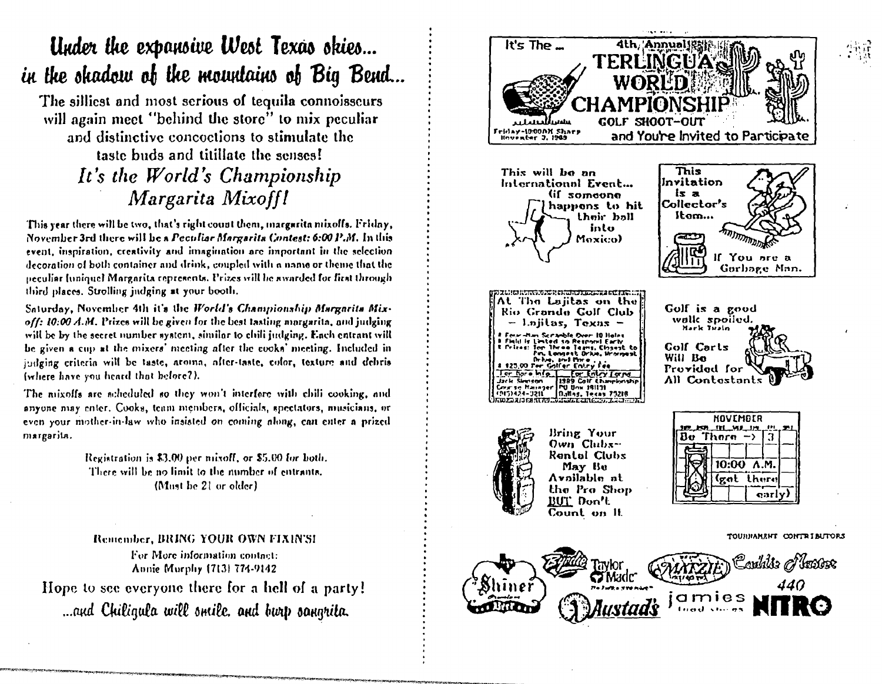# Under the expansive West Texas skies... in the shadow of the mountains of Big Bend...

The silliest and most serious of tequila connoisseurs will again meet "behind the store" to mix peculiar and distinctive concoctions to stimulate the taste buds and titillate the senses!

## *It's the World's Championship Margarita Mixoff!*

This year there will be two, that's right count them, margarita mixoffs. Friday, November 3rd there will be a *Peculiar Margarita Contest: 6:00 P.M.* In this event, inspiration, creativity and imagination are important in the selection decoration of both container and drink, coupled with a name or theme that the peculiar (unique) Margarita represents. Prizes will be awarded for first through third places. Strolling judging at your booth.

Saturday, November 4th it's the *World's Championship Margarita Mixoff: 10:00 A.M.* Prizes will be given for the best tasting margarita, and judging will be by the secret number system, similar to chili judging. Each entrant will be given a cup at the mixers' meeting after the cooks' meeting. Included in judging criteria will be taste, aroma, after-taste, color, texture and debris (where have you heard that before?).

The mixoffs are scheduled so they won't interfere with chili cooking, and anyone may enter. Cooks, team members, officials, spectators, musicians, or even your mother-in-law who insisted on coming along, can enter a prized margarita.

Registration is $3.00 per mixoff, or $5.00 for both.
There will be no limit to the number of entrants.
(Must be 21 or older)

Remember, BRING YOUR OWN FIXIN'S!

For More information contact:
Annie Murphy (713) 774-9142

Hope to see everyone there for a hell of a party!

...and Chiligula will smile, and burp sangrita.

---

It's The ... 4th Annual

# TERLINGUA WORLD CHAMPIONSHIP

GOLF SHOOT-OUT

and You're Invited to Participate

Friday-10:00AM Sharp November 3, 1989

This will be an International Event... (if someone happens to hit their ball into Mexico)

This Invitation is a Collector's Item... If You are a Garbage Man.

At The Lajitas on the Rio Grande Golf Club
– Lajitas, Texas –

- Four-Man Scramble Over 18 Holes
- Field is Limited so Respond Early
- Prizes: for Three Teams, Closest to Pin, Longest Drive, Wrongest Drive, and More...
- $25.00 Per Golfer Entry Fee

| For More Info | For Entry Form |
|---|---|
| Jack Simpson<br>Course Manager<br>(915)424-3211 | 1989 Golf Championship<br>PO Box 191131<br>Dallas, Texas 75219 |

Golf is a good walk spoiled.
Mark Twain

Golf Carts Will Be Provided for All Contestants

Bring Your Own Clubs– Rental Clubs May Be Available at the Pro Shop BUT Don't Count on It.

NOVEMBER

Be There → 3

10:00 A.M.
(get there early)

TOURNAMENT CONTRIBUTORS

Shiner Premium Beer · Birdie · TaylorMade · Matzie · Cookie Master · Austad's · jamies · 440 NITRO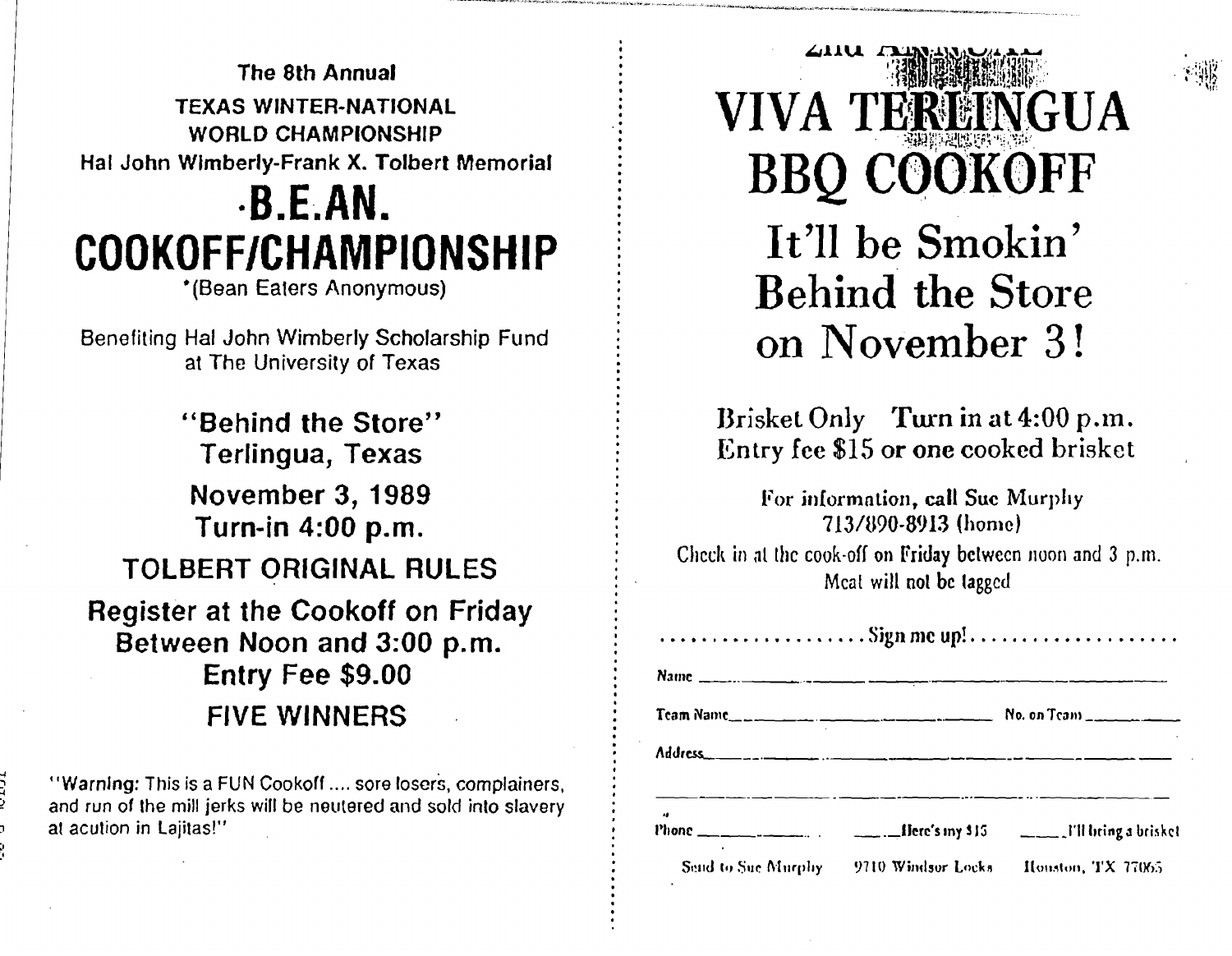The 8th Annual

TEXAS WINTER-NATIONAL
WORLD CHAMPIONSHIP
Hal John Wimberly-Frank X. Tolbert Memorial

# ·B.E.AN. COOKOFF/CHAMPIONSHIP

*(Bean Eaters Anonymous)

Benefiting Hal John Wimberly Scholarship Fund at The University of Texas

**"Behind the Store"**
**Terlingua, Texas**

**November 3, 1989**
**Turn-in 4:00 p.m.**

**TOLBERT ORIGINAL RULES**

**Register at the Cookoff on Friday Between Noon and 3:00 p.m.**
**Entry Fee $9.00**

**FIVE WINNERS**

"Warning: This is a FUN Cookoff .... sore losers, complainers, and run of the mill jerks will be neutered and sold into slavery at acution in Lajitas!"

---

2nd ANNUAL

# VIVA TERLINGUA BBQ COOKOFF

## It'll be Smokin' Behind the Store on November 3!

Brisket Only   Turn in at 4:00 p.m.
Entry fee $15 or one cooked brisket

For information, call Sue Murphy
713/890-8913 (home)
Check in at the cook-off on Friday between noon and 3 p.m.
Meat will not be tagged

.................... Sign me up! ....................

Name ____________________________________________

Team Name ______________________________ No. on Team __________

Address ______________________________________________

______________________________________________________

Phone ______________ ____ Here's my $15   ____ I'll bring a brisket

Send to Sue Murphy   9710 Windsor Locks   Houston, TX 77065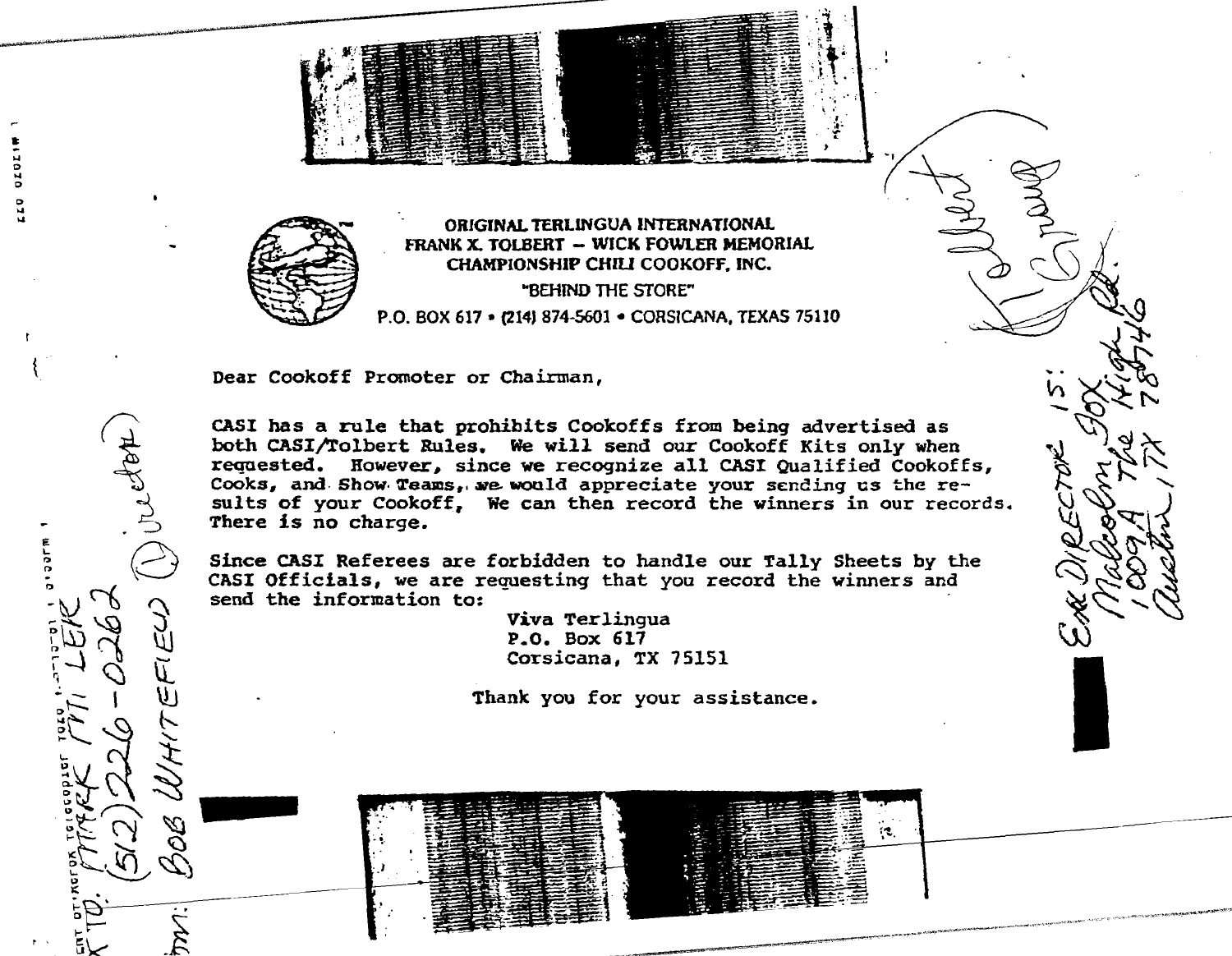ORIGINAL TERLINGUA INTERNATIONAL
FRANK X. TOLBERT — WICK FOWLER MEMORIAL
CHAMPIONSHIP CHILI COOKOFF, INC.

"BEHIND THE STORE"

P.O. BOX 617 • (214) 874-5601 • CORSICANA, TEXAS 75110

Dear Cookoff Promoter or Chairman,

CASI has a rule that prohibits Cookoffs from being advertised as both CASI/Tolbert Rules. We will send our Cookoff Kits only when requested. However, since we recognize all CASI Qualified Cookoffs, Cooks, and Show Teams, we would appreciate your sending us the results of your Cookoff, We can then record the winners in our records. There is no charge.

Since CASI Referees are forbidden to handle our Tally Sheets by the CASI Officials, we are requesting that you record the winners and send the information to:

Viva Terlingua
P.O. Box 617
Corsicana, TX 75151

Thank you for your assistance.

Tolbert Grand

Ex DIRECTOR 15:
Malcolm Fox
1009A The High Rd.
Austin, TX 78746

TO: MARK MILLER
(512) 226-0262
FROM: BOB WHITEFIELD (Director)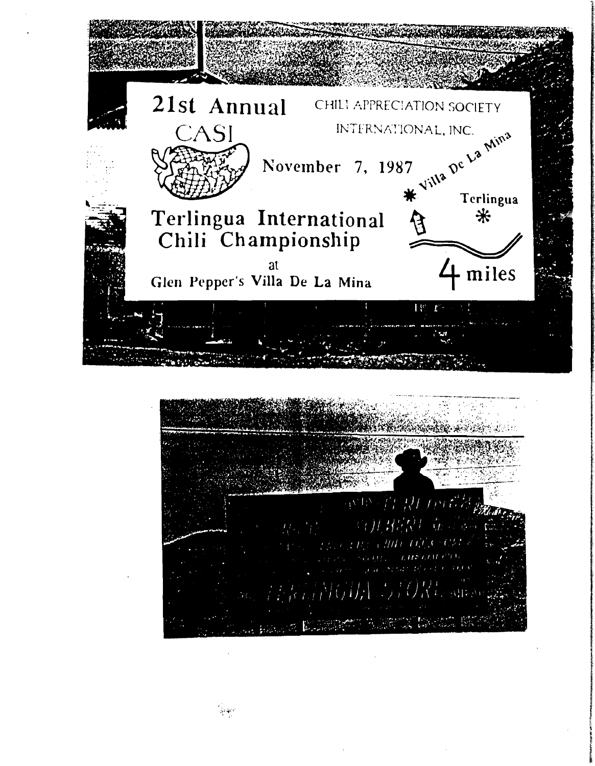21st Annual

CHILI APPRECIATION SOCIETY

INTERNATIONAL, INC.

CASI

November 7, 1987

Villa De La Mina

Terlingua

Terlingua International Chili Championship

at

Glen Pepper's Villa De La Mina

4 miles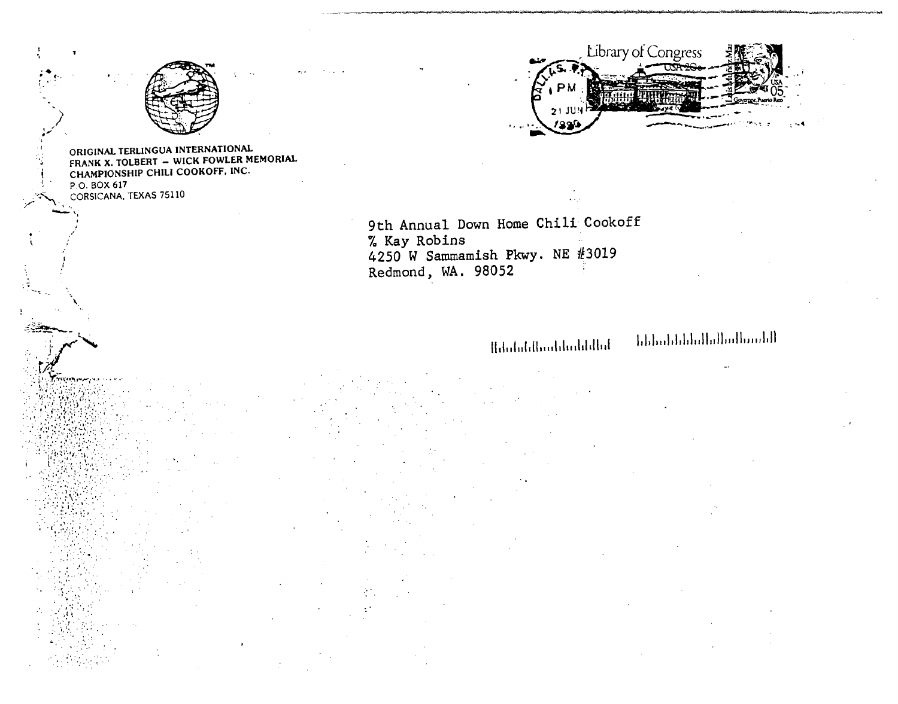ORIGINAL TERLINGUA INTERNATIONAL
FRANK X. TOLBERT – WICK FOWLER MEMORIAL
CHAMPIONSHIP CHILI COOKOFF, INC.
P.O. BOX 617
CORSICANA, TEXAS 75110

Library of Congress USA 20c

DALLAS, TX
PM
21 JUN
1990

9th Annual Down Home Chili Cookoff
% Kay Robins
4250 W Sammamish Pkwy. NE #3019
Redmond, WA. 98052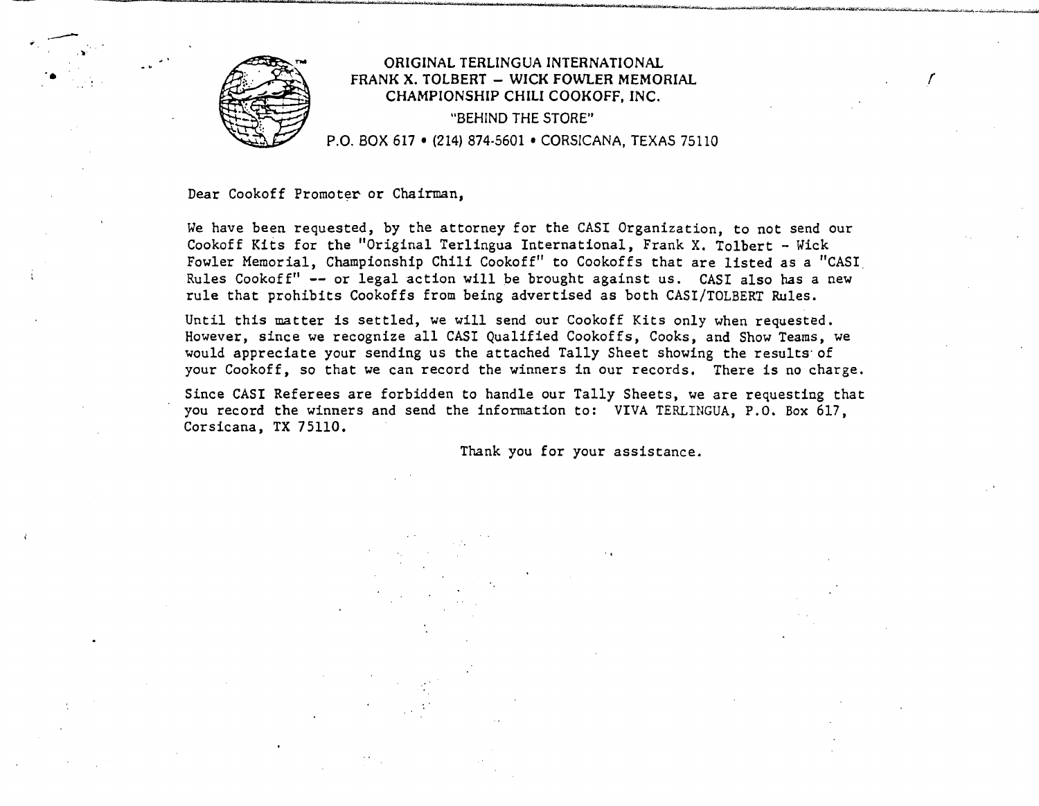ORIGINAL TERLINGUA INTERNATIONAL
FRANK X. TOLBERT – WICK FOWLER MEMORIAL
CHAMPIONSHIP CHILI COOKOFF, INC.

"BEHIND THE STORE"

P.O. BOX 617 • (214) 874-5601 • CORSICANA, TEXAS 75110

Dear Cookoff Promoter or Chairman,

We have been requested, by the attorney for the CASI Organization, to not send our Cookoff Kits for the "Original Terlingua International, Frank X. Tolbert - Wick Fowler Memorial, Championship Chili Cookoff" to Cookoffs that are listed as a "CASI Rules Cookoff" -- or legal action will be brought against us. CASI also has a new rule that prohibits Cookoffs from being advertised as both CASI/TOLBERT Rules.

Until this matter is settled, we will send our Cookoff Kits only when requested. However, since we recognize all CASI Qualified Cookoffs, Cooks, and Show Teams, we would appreciate your sending us the attached Tally Sheet showing the results of your Cookoff, so that we can record the winners in our records. There is no charge.

Since CASI Referees are forbidden to handle our Tally Sheets, we are requesting that you record the winners and send the information to: VIVA TERLINGUA, P.O. Box 617, Corsicana, TX 75110.

Thank you for your assistance.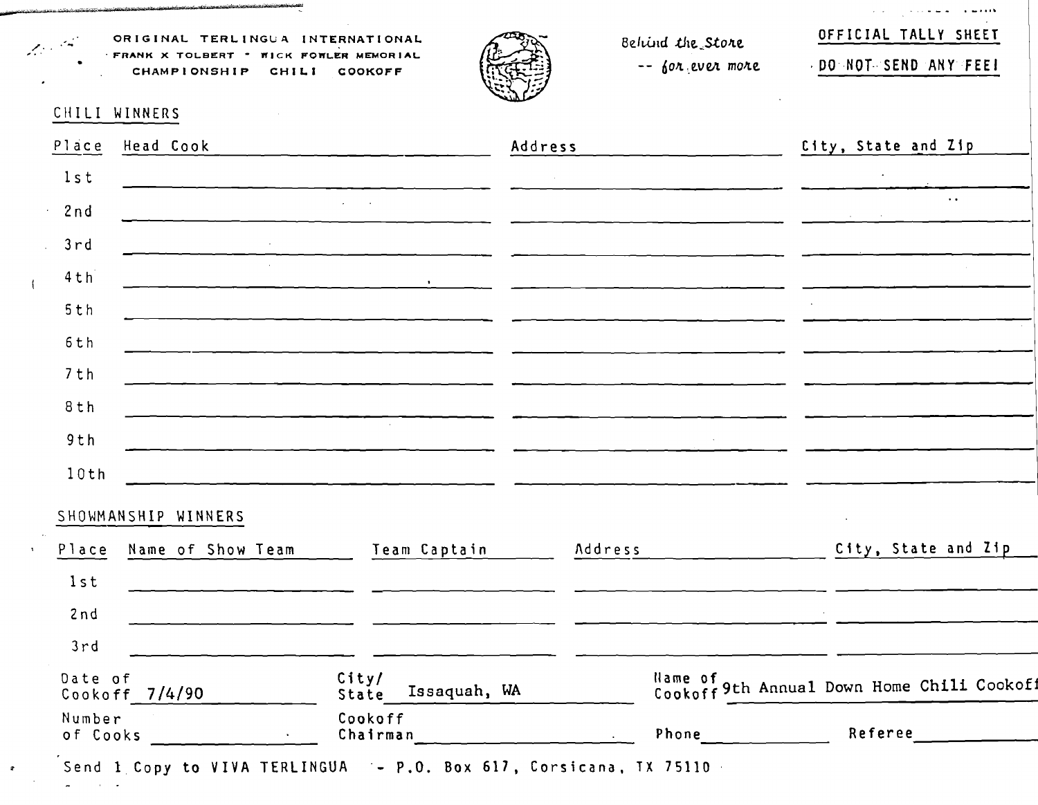ORIGINAL TERLINGUA INTERNATIONAL
FRANK X TOLBERT - WICK FOWLER MEMORIAL
CHAMPIONSHIP CHILI COOKOFF

*Behind the Store*
*-- for ever more*

**OFFICIAL TALLY SHEET**
**DO NOT SEND ANY FEE!**

## CHILI WINNERS

| Place | Head Cook | Address | City, State and Zip |
|---|---|---|---|
| 1st | | | |
| 2nd | | | |
| 3rd | | | |
| 4th | | | |
| 5th | | | |
| 6th | | | |
| 7th | | | |
| 8th | | | |
| 9th | | | |
| 10th | | | |

## SHOWMANSHIP WINNERS

| Place | Name of Show Team | Team Captain | Address | City, State and Zip |
|---|---|---|---|---|
| 1st | | | | |
| 2nd | | | | |
| 3rd | | | | |

Date of Cookoff 7/4/90
City/State Issaquah, WA
Name of Cookoff 9th Annual Down Home Chili Cookoff

Number of Cooks ______
Cookoff Chairman ______
Phone ______
Referee ______

Send 1 Copy to VIVA TERLINGUA - P.O. Box 617, Corsicana, TX 75110